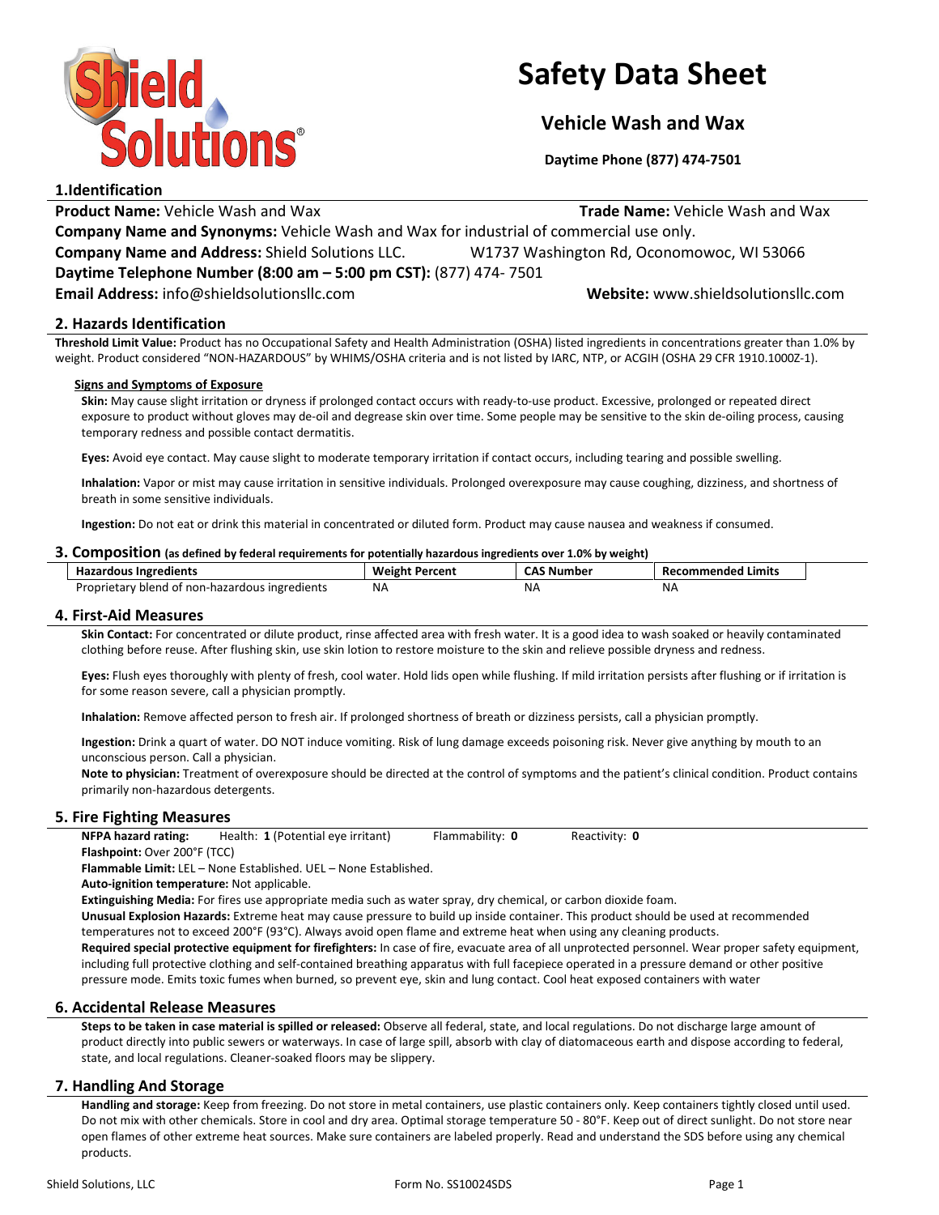# Safety Data Sheet

## Vehicle Wash and Wax

**Daytime Phone (877) 474-7501**

## 1.Identification

**Product Name:** Vehicle Wash and Wax **Trade Name:** Vehicle Wash and Wax

**Company Name and Synonyms:** Vehicle Wash and Wax for industrial of commercial use only.

**Company Name and Address:** Shield Solutions LLC. W1737 Washington Rd, Oconomowoc, WI 53066

**Daytime Telephone Number (8:00 am – 5:00 pm CST):** (877) 474- 7501

**Email Address:** info@shieldsolutionsllc.com **Website:** www.shieldsolutionsllc.com

## 2. Hazards Identification

**Threshold Limit Value:** Product has no Occupational Safety and Health Administration (OSHA) listed ingredients in concentrations greater than 1.0% by weight. Product considered "NON-HAZARDOUS" by WHIMS/OSHA criteria and is not listed by IARC, NTP, or ACGIH (OSHA 29 CFR 1910.1000Z-1).

**Signs and Symptoms of Exposure**

**Skin:** May cause slight irritation or dryness if prolonged contact occurs with ready-to-use product. Excessive, prolonged or repeated direct exposure to product without gloves may de-oil and degrease skin over time. Some people may be sensitive to the skin de-oiling process, causing temporary redness and possible contact dermatitis.

**Eyes:** Avoid eye contact. May cause slight to moderate temporary irritation if contact occurs, including tearing and possible swelling.

**Inhalation:** Vapor or mist may cause irritation in sensitive individuals. Prolonged overexposure may cause coughing, dizziness, and shortness of breath in some sensitive individuals.

**Ingestion:** Do not eat or drink this material in concentrated or diluted form. Product may cause nausea and weakness if consumed.

## 3. Composition (as defined by federal requirements for potentially hazardous ingredients over 1.0% by weight)

| Hazardous Ingredients | Weight Percent | CAS Number | Recommended Limits |
|---|---|---|---|
| Proprietary blend of non-hazardous ingredients | NA | NA | NA |

## 4. First-Aid Measures

**Skin Contact:** For concentrated or dilute product, rinse affected area with fresh water. It is a good idea to wash soaked or heavily contaminated clothing before reuse. After flushing skin, use skin lotion to restore moisture to the skin and relieve possible dryness and redness.

**Eyes:** Flush eyes thoroughly with plenty of fresh, cool water. Hold lids open while flushing. If mild irritation persists after flushing or if irritation is for some reason severe, call a physician promptly.

**Inhalation:** Remove affected person to fresh air. If prolonged shortness of breath or dizziness persists, call a physician promptly.

**Ingestion:** Drink a quart of water. DO NOT induce vomiting. Risk of lung damage exceeds poisoning risk. Never give anything by mouth to an unconscious person. Call a physician.

**Note to physician:** Treatment of overexposure should be directed at the control of symptoms and the patient's clinical condition. Product contains primarily non-hazardous detergents.

## 5. Fire Fighting Measures

**NFPA hazard rating:** Health: **1** (Potential eye irritant) Flammability: **0** Reactivity: **0**

**Flashpoint:** Over 200°F (TCC)

**Flammable Limit:** LEL – None Established. UEL – None Established.

**Auto-ignition temperature:** Not applicable.

**Extinguishing Media:** For fires use appropriate media such as water spray, dry chemical, or carbon dioxide foam.

**Unusual Explosion Hazards:** Extreme heat may cause pressure to build up inside container. This product should be used at recommended temperatures not to exceed 200°F (93°C). Always avoid open flame and extreme heat when using any cleaning products.

**Required special protective equipment for firefighters:** In case of fire, evacuate area of all unprotected personnel. Wear proper safety equipment, including full protective clothing and self-contained breathing apparatus with full facepiece operated in a pressure demand or other positive pressure mode. Emits toxic fumes when burned, so prevent eye, skin and lung contact. Cool heat exposed containers with water

## 6. Accidental Release Measures

**Steps to be taken in case material is spilled or released:** Observe all federal, state, and local regulations. Do not discharge large amount of product directly into public sewers or waterways. In case of large spill, absorb with clay of diatomaceous earth and dispose according to federal, state, and local regulations. Cleaner-soaked floors may be slippery.

## 7. Handling And Storage

**Handling and storage:** Keep from freezing. Do not store in metal containers, use plastic containers only. Keep containers tightly closed until used. Do not mix with other chemicals. Store in cool and dry area. Optimal storage temperature 50 - 80°F. Keep out of direct sunlight. Do not store near open flames of other extreme heat sources. Make sure containers are labeled properly. Read and understand the SDS before using any chemical products.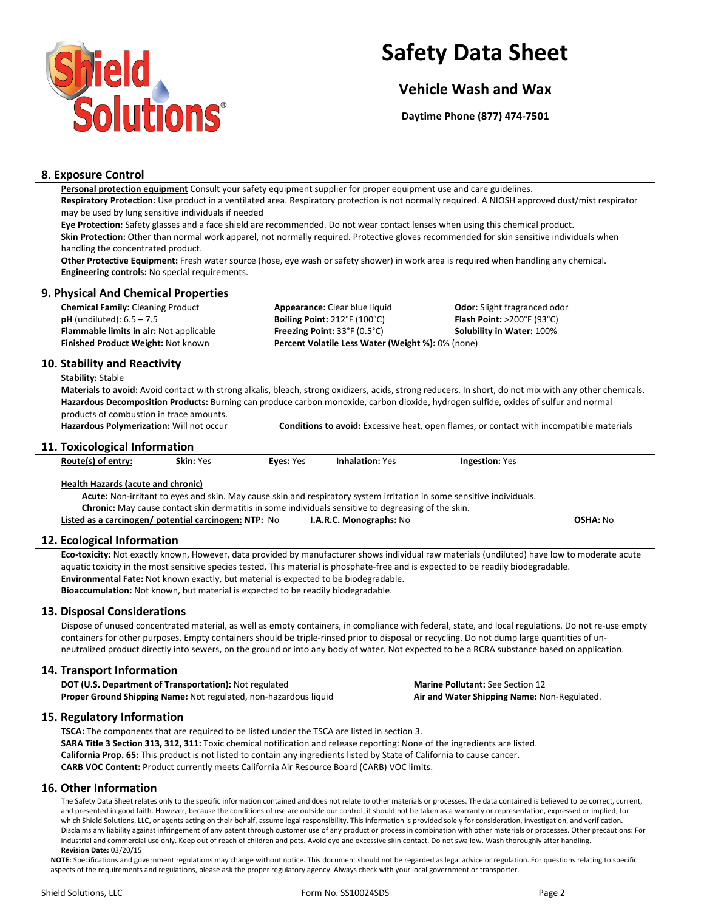# Safety Data Sheet

## Vehicle Wash and Wax

**Daytime Phone (877) 474-7501**

## 8. Exposure Control

**Personal protection equipment** Consult your safety equipment supplier for proper equipment use and care guidelines.

**Respiratory Protection:** Use product in a ventilated area. Respiratory protection is not normally required. A NIOSH approved dust/mist respirator may be used by lung sensitive individuals if needed

**Eye Protection:** Safety glasses and a face shield are recommended. Do not wear contact lenses when using this chemical product.

**Skin Protection:** Other than normal work apparel, not normally required. Protective gloves recommended for skin sensitive individuals when handling the concentrated product.

**Other Protective Equipment:** Fresh water source (hose, eye wash or safety shower) in work area is required when handling any chemical.

**Engineering controls:** No special requirements.

## 9. Physical And Chemical Properties

| | | |
|---|---|---|
| **Chemical Family:** Cleaning Product | **Appearance:** Clear blue liquid | **Odor:** Slight fragranced odor |
| **pH** (undiluted): 6.5 – 7.5 | **Boiling Point:** 212°F (100°C) | **Flash Point:** >200°F (93°C) |
| **Flammable limits in air:** Not applicable | **Freezing Point:** 33°F (0.5°C) | **Solubility in Water:** 100% |
| **Finished Product Weight:** Not known | **Percent Volatile Less Water (Weight %):** 0% (none) | |

## 10. Stability and Reactivity

**Stability:** Stable

**Materials to avoid:** Avoid contact with strong alkalis, bleach, strong oxidizers, acids, strong reducers. In short, do not mix with any other chemicals.

**Hazardous Decomposition Products:** Burning can produce carbon monoxide, carbon dioxide, hydrogen sulfide, oxides of sulfur and normal products of combustion in trace amounts.

**Hazardous Polymerization:** Will not occur

**Conditions to avoid:** Excessive heat, open flames, or contact with incompatible materials

## 11. Toxicological Information

**Route(s) of entry:** **Skin:** Yes **Eyes:** Yes **Inhalation:** Yes **Ingestion:** Yes

**Health Hazards (acute and chronic)**

**Acute:** Non-irritant to eyes and skin. May cause skin and respiratory system irritation in some sensitive individuals.

**Chronic:** May cause contact skin dermatitis in some individuals sensitive to degreasing of the skin.

**Listed as a carcinogen/ potential carcinogen: NTP:** No **I.A.R.C. Monographs:** No **OSHA:** No

## 12. Ecological Information

**Eco-toxicity:** Not exactly known, However, data provided by manufacturer shows individual raw materials (undiluted) have low to moderate acute aquatic toxicity in the most sensitive species tested. This material is phosphate-free and is expected to be readily biodegradable.

**Environmental Fate:** Not known exactly, but material is expected to be biodegradable.

**Bioaccumulation:** Not known, but material is expected to be readily biodegradable.

## 13. Disposal Considerations

Dispose of unused concentrated material, as well as empty containers, in compliance with federal, state, and local regulations. Do not re-use empty containers for other purposes. Empty containers should be triple-rinsed prior to disposal or recycling. Do not dump large quantities of un-neutralized product directly into sewers, on the ground or into any body of water. Not expected to be a RCRA substance based on application.

## 14. Transport Information

**DOT (U.S. Department of Transportation):** Not regulated

**Proper Ground Shipping Name:** Not regulated, non-hazardous liquid

**Marine Pollutant:** See Section 12

**Air and Water Shipping Name:** Non-Regulated.

## 15. Regulatory Information

**TSCA:** The components that are required to be listed under the TSCA are listed in section 3.

**SARA Title 3 Section 313, 312, 311:** Toxic chemical notification and release reporting: None of the ingredients are listed.

**California Prop. 65:** This product is not listed to contain any ingredients listed by State of California to cause cancer.

**CARB VOC Content:** Product currently meets California Air Resource Board (CARB) VOC limits.

## 16. Other Information

The Safety Data Sheet relates only to the specific information contained and does not relate to other materials or processes. The data contained is believed to be correct, current, and presented in good faith. However, because the conditions of use are outside our control, it should not be taken as a warranty or representation, expressed or implied, for which Shield Solutions, LLC, or agents acting on their behalf, assume legal responsibility. This information is provided solely for consideration, investigation, and verification. Disclaims any liability against infringement of any patent through customer use of any product or process in combination with other materials or processes. Other precautions: For industrial and commercial use only. Keep out of reach of children and pets. Avoid eye and excessive skin contact. Do not swallow. Wash thoroughly after handling.

**Revision Date:** 03/20/15

**NOTE:** Specifications and government regulations may change without notice. This document should not be regarded as legal advice or regulation. For questions relating to specific aspects of the requirements and regulations, please ask the proper regulatory agency. Always check with your local government or transporter.

Shield Solutions, LLC Form No. SS10024SDS